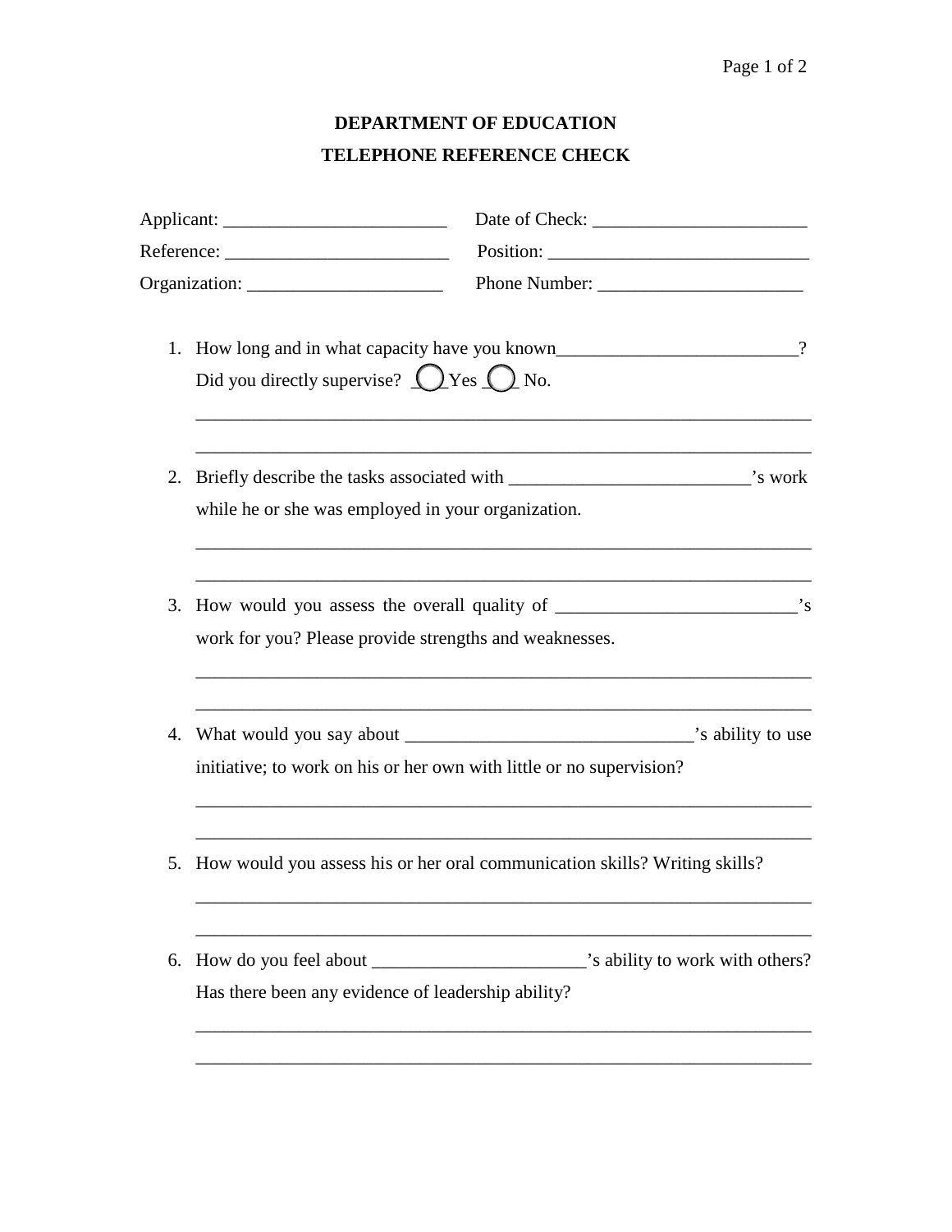**DEPARTMENT OF EDUCATION**

**TELEPHONE REFERENCE CHECK**

Applicant: ________________________ Date of Check: ______________________

Reference: ________________________ Position: ___________________________

Organization: _____________________ Phone Number: _____________________

1. How long and in what capacity have you known__________________________?
   Did you directly supervise? ___Yes ___ No.

   ____________________________________________________________________

   ____________________________________________________________________

2. Briefly describe the tasks associated with _________________________'s work while he or she was employed in your organization.

   ____________________________________________________________________

   ____________________________________________________________________

3. How would you assess the overall quality of __________________________'s work for you? Please provide strengths and weaknesses.

   ____________________________________________________________________

   ____________________________________________________________________

4. What would you say about ______________________________'s ability to use initiative; to work on his or her own with little or no supervision?

   ____________________________________________________________________

   ____________________________________________________________________

5. How would you assess his or her oral communication skills? Writing skills?

   ____________________________________________________________________

   ____________________________________________________________________

6. How do you feel about ______________________'s ability to work with others? Has there been any evidence of leadership ability?

   ____________________________________________________________________

   ____________________________________________________________________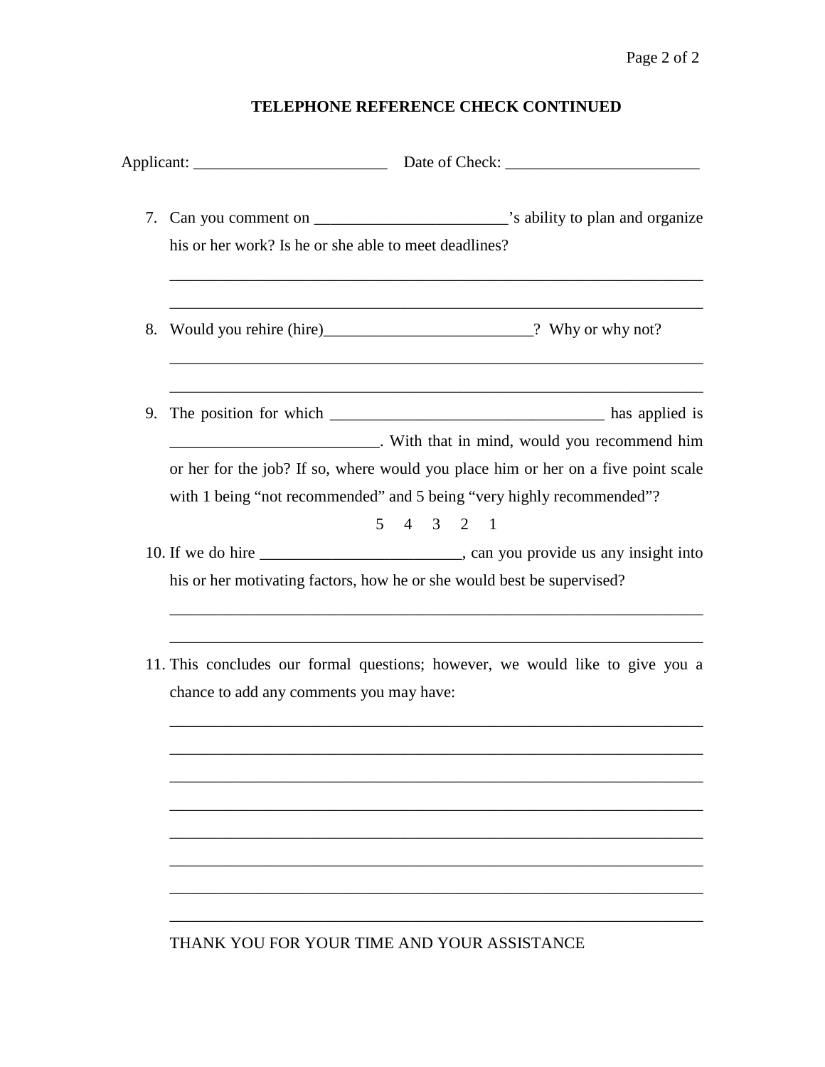## TELEPHONE REFERENCE CHECK CONTINUED

Applicant: ________________________ Date of Check: ________________________

7. Can you comment on ________________________'s ability to plan and organize his or her work? Is he or she able to meet deadlines?

   ____________________________________________________________________

   ____________________________________________________________________

8. Would you rehire (hire)__________________________? Why or why not?

   ____________________________________________________________________

   ____________________________________________________________________

9. The position for which __________________________________ has applied is __________________________. With that in mind, would you recommend him or her for the job? If so, where would you place him or her on a five point scale with 1 being "not recommended" and 5 being "very highly recommended"?

   5 4 3 2 1

10. If we do hire _________________________, can you provide us any insight into his or her motivating factors, how he or she would best be supervised?

    ____________________________________________________________________

    ____________________________________________________________________

11. This concludes our formal questions; however, we would like to give you a chance to add any comments you may have:

    ____________________________________________________________________

    ____________________________________________________________________

    ____________________________________________________________________

    ____________________________________________________________________

    ____________________________________________________________________

    ____________________________________________________________________

    ____________________________________________________________________

    ____________________________________________________________________

THANK YOU FOR YOUR TIME AND YOUR ASSISTANCE